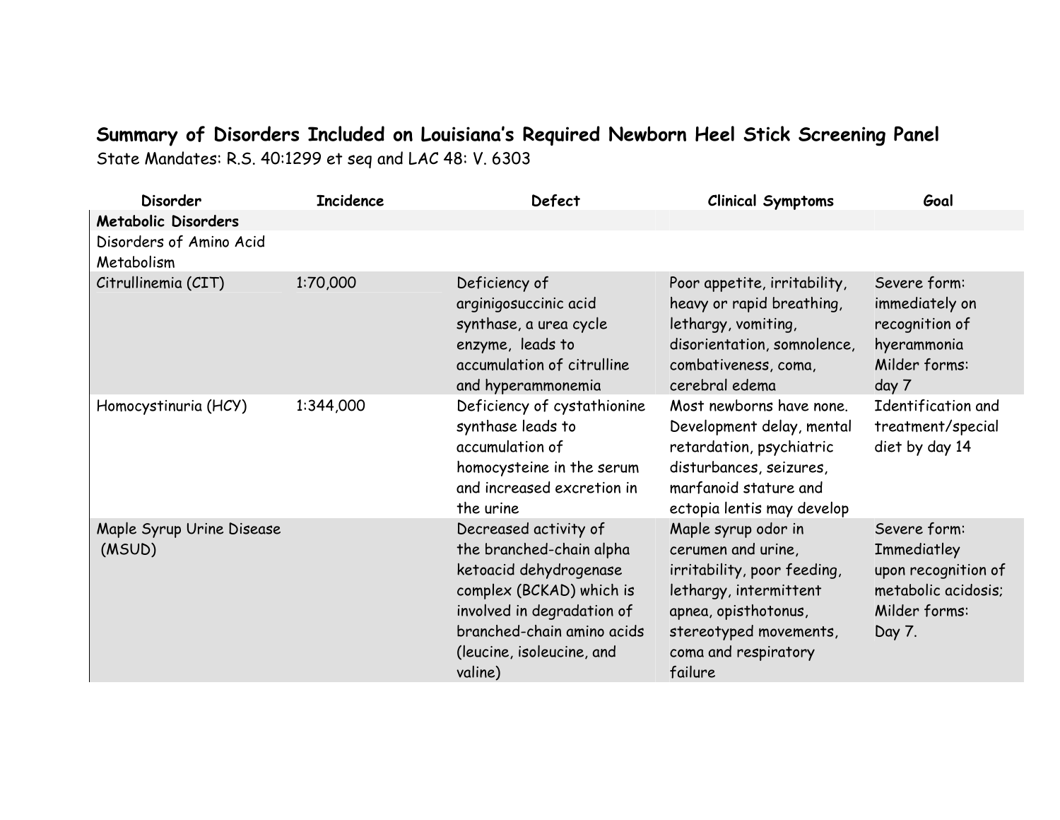## Summary of Disorders Included on Louisiana's Required Newborn Heel Stick Screening Panel

State Mandates: R.S. 40:1299 et seq and LAC 48: V. 6303

| Disorder | Incidence | Defect | Clinical Symptoms | Goal |
|---|---|---|---|---|
| **Metabolic Disorders** | | | | |
| Disorders of Amino Acid Metabolism | | | | |
| Citrullinemia (CIT) | 1:70,000 | Deficiency of arginigosuccinic acid synthase, a urea cycle enzyme, leads to accumulation of citrulline and hyperammonemia | Poor appetite, irritability, heavy or rapid breathing, lethargy, vomiting, disorientation, somnolence, combativeness, coma, cerebral edema | Severe form: immediately on recognition of hyerammonia Milder forms: day 7 |
| Homocystinuria (HCY) | 1:344,000 | Deficiency of cystathionine synthase leads to accumulation of homocysteine in the serum and increased excretion in the urine | Most newborns have none. Development delay, mental retardation, psychiatric disturbances, seizures, marfanoid stature and ectopia lentis may develop | Identification and treatment/special diet by day 14 |
| Maple Syrup Urine Disease (MSUD) | | Decreased activity of the branched-chain alpha ketoacid dehydrogenase complex (BCKAD) which is involved in degradation of branched-chain amino acids (leucine, isoleucine, and valine) | Maple syrup odor in cerumen and urine, irritability, poor feeding, lethargy, intermittent apnea, opisthotonus, stereotyped movements, coma and respiratory failure | Severe form: Immediatley upon recognition of metabolic acidosis; Milder forms: Day 7. |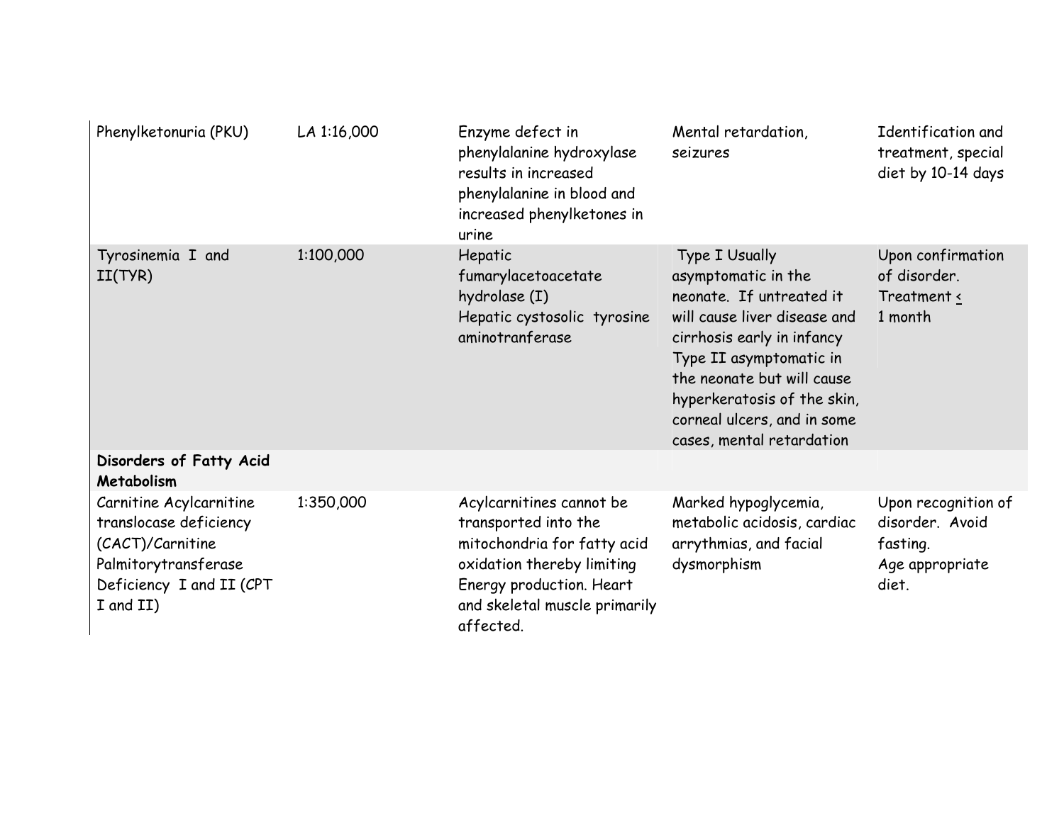| | | | | |
|---|---|---|---|---|
| Phenylketonuria (PKU) | LA 1:16,000 | Enzyme defect in phenylalanine hydroxylase results in increased phenylalanine in blood and increased phenylketones in urine | Mental retardation, seizures | Identification and treatment, special diet by 10-14 days |
| Tyrosinemia I and II(TYR) | 1:100,000 | Hepatic fumarylacetoacetate hydrolase (I) Hepatic cystosolic tyrosine aminotranferase | Type I Usually asymptomatic in the neonate. If untreated it will cause liver disease and cirrhosis early in infancy Type II asymptomatic in the neonate but will cause hyperkeratosis of the skin, corneal ulcers, and in some cases, mental retardation | Upon confirmation of disorder. Treatment $\leq$ 1 month |
| **Disorders of Fatty Acid Metabolism** | | | | |
| Carnitine Acylcarnitine translocase deficiency (CACT)/Carnitine Palmitorytransferase Deficiency I and II (CPT I and II) | 1:350,000 | Acylcarnitines cannot be transported into the mitochondria for fatty acid oxidation thereby limiting Energy production. Heart and skeletal muscle primarily affected. | Marked hypoglycemia, metabolic acidosis, cardiac arrythmias, and facial dysmorphism | Upon recognition of disorder. Avoid fasting. Age appropriate diet. |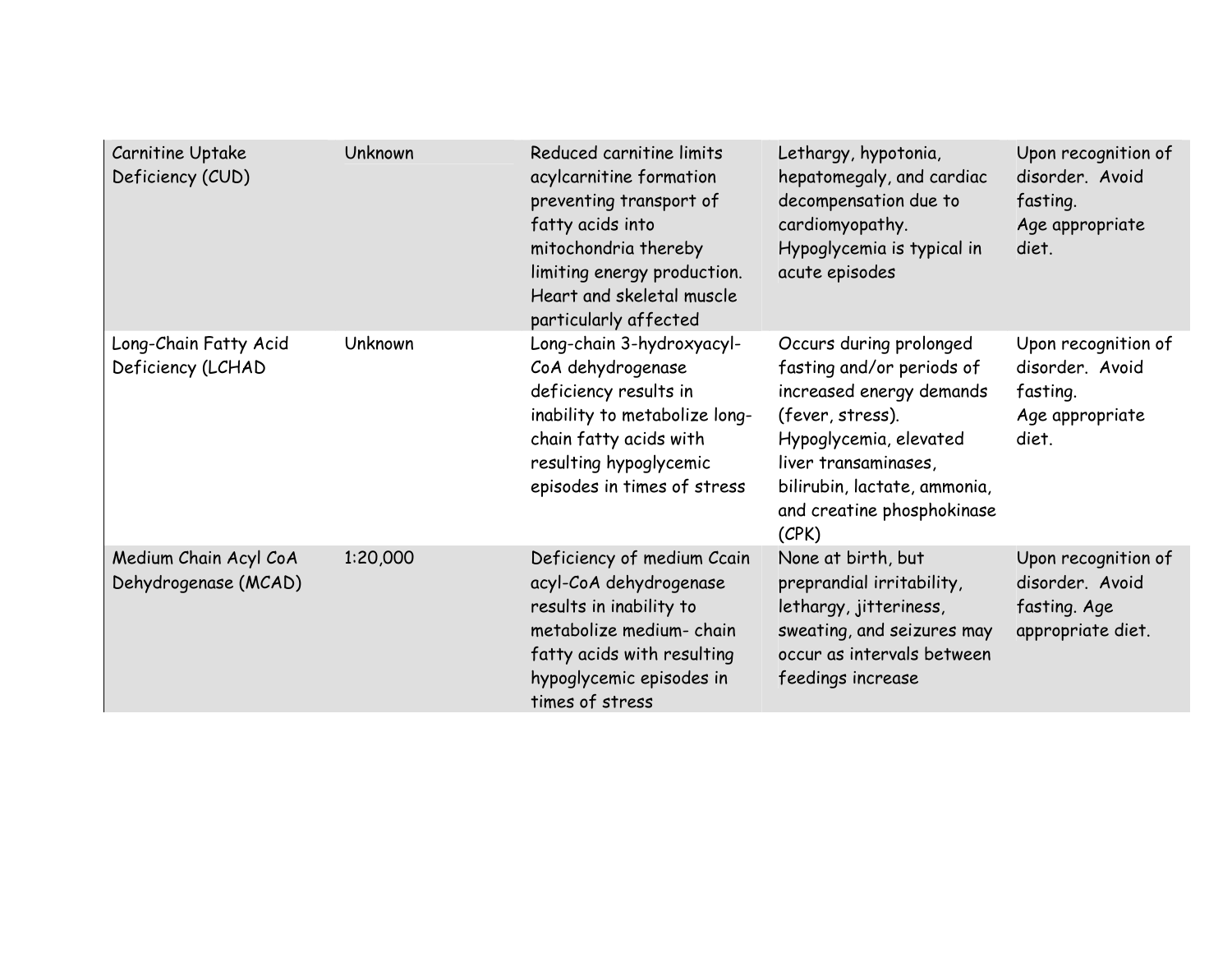| | | | | |
|---|---|---|---|---|
| Carnitine Uptake Deficiency (CUD) | Unknown | Reduced carnitine limits acylcarnitine formation preventing transport of fatty acids into mitochondria thereby limiting energy production. Heart and skeletal muscle particularly affected | Lethargy, hypotonia, hepatomegaly, and cardiac decompensation due to cardiomyopathy. Hypoglycemia is typical in acute episodes | Upon recognition of disorder. Avoid fasting. Age appropriate diet. |
| Long-Chain Fatty Acid Deficiency (LCHAD | Unknown | Long-chain 3-hydroxyacyl-CoA dehydrogenase deficiency results in inability to metabolize long-chain fatty acids with resulting hypoglycemic episodes in times of stress | Occurs during prolonged fasting and/or periods of increased energy demands (fever, stress). Hypoglycemia, elevated liver transaminases, bilirubin, lactate, ammonia, and creatine phosphokinase (CPK) | Upon recognition of disorder. Avoid fasting. Age appropriate diet. |
| Medium Chain Acyl CoA Dehydrogenase (MCAD) | 1:20,000 | Deficiency of medium Ccain acyl-CoA dehydrogenase results in inability to metabolize medium- chain fatty acids with resulting hypoglycemic episodes in times of stress | None at birth, but preprandial irritability, lethargy, jitteriness, sweating, and seizures may occur as intervals between feedings increase | Upon recognition of disorder. Avoid fasting. Age appropriate diet. |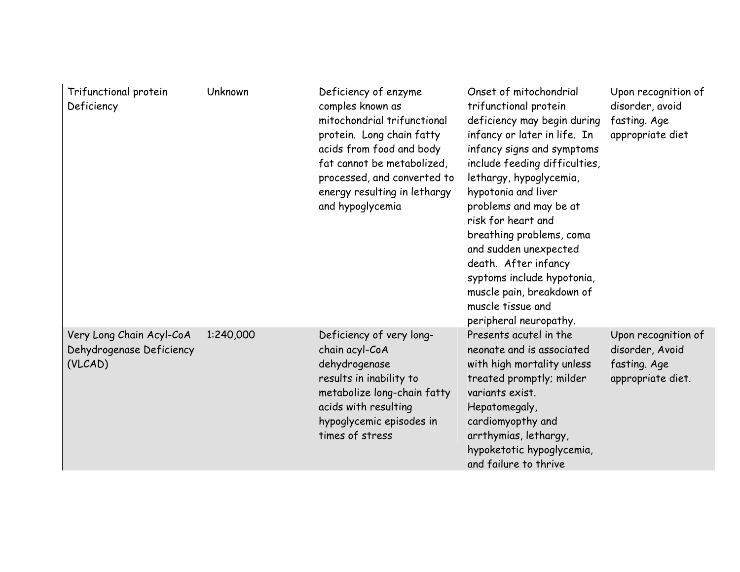| | | | | |
|---|---|---|---|---|
| Trifunctional protein Deficiency | Unknown | Deficiency of enzyme comples known as mitochondrial trifunctional protein. Long chain fatty acids from food and body fat cannot be metabolized, processed, and converted to energy resulting in lethargy and hypoglycemia | Onset of mitochondrial trifunctional protein deficiency may begin during infancy or later in life. In infancy signs and symptoms include feeding difficulties, lethargy, hypoglycemia, hypotonia and liver problems and may be at risk for heart and breathing problems, coma and sudden unexpected death. After infancy syptoms include hypotonia, muscle pain, breakdown of muscle tissue and peripheral neuropathy. | Upon recognition of disorder, avoid fasting. Age appropriate diet |
| Very Long Chain Acyl-CoA Dehydrogenase Deficiency (VLCAD) | 1:240,000 | Deficiency of very long-chain acyl-CoA dehydrogenase results in inability to metabolize long-chain fatty acids with resulting hypoglycemic episodes in times of stress | Presents acutel in the neonate and is associated with high mortality unless treated promptly; milder variants exist. Hepatomegaly, cardiomyopthy and arrthymias, lethargy, hypoketotic hypoglycemia, and failure to thrive | Upon recognition of disorder, Avoid fasting. Age appropriate diet. |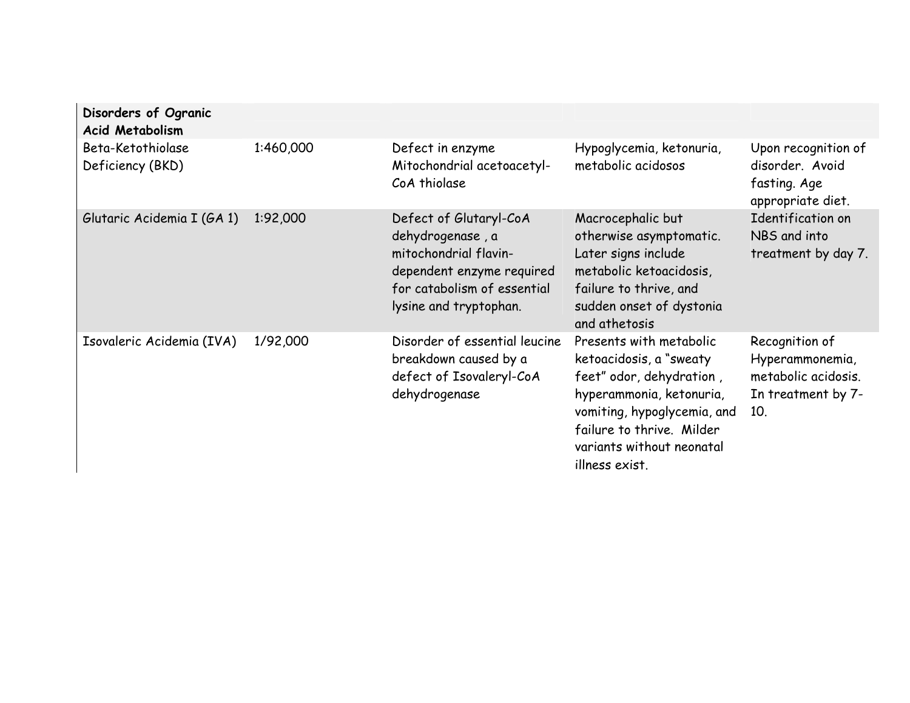| **Disorders of Ogranic Acid Metabolism** | | | | |
|---|---|---|---|---|
| Beta-Ketothiolase Deficiency (BKD) | 1:460,000 | Defect in enzyme Mitochondrial acetoacetyl-CoA thiolase | Hypoglycemia, ketonuria, metabolic acidosos | Upon recognition of disorder. Avoid fasting. Age appropriate diet. |
| Glutaric Acidemia I (GA 1) | 1:92,000 | Defect of Glutaryl-CoA dehydrogenase , a mitochondrial flavin-dependent enzyme required for catabolism of essential lysine and tryptophan. | Macrocephalic but otherwise asymptomatic. Later signs include metabolic ketoacidosis, failure to thrive, and sudden onset of dystonia and athetosis | Identification on NBS and into treatment by day 7. |
| Isovaleric Acidemia (IVA) | 1/92,000 | Disorder of essential leucine breakdown caused by a defect of Isovaleryl-CoA dehydrogenase | Presents with metabolic ketoacidosis, a "sweaty feet" odor, dehydration , hyperammonia, ketonuria, vomiting, hypoglycemia, and failure to thrive. Milder variants without neonatal illness exist. | Recognition of Hyperammonemia, metabolic acidosis. In treatment by 7-10. |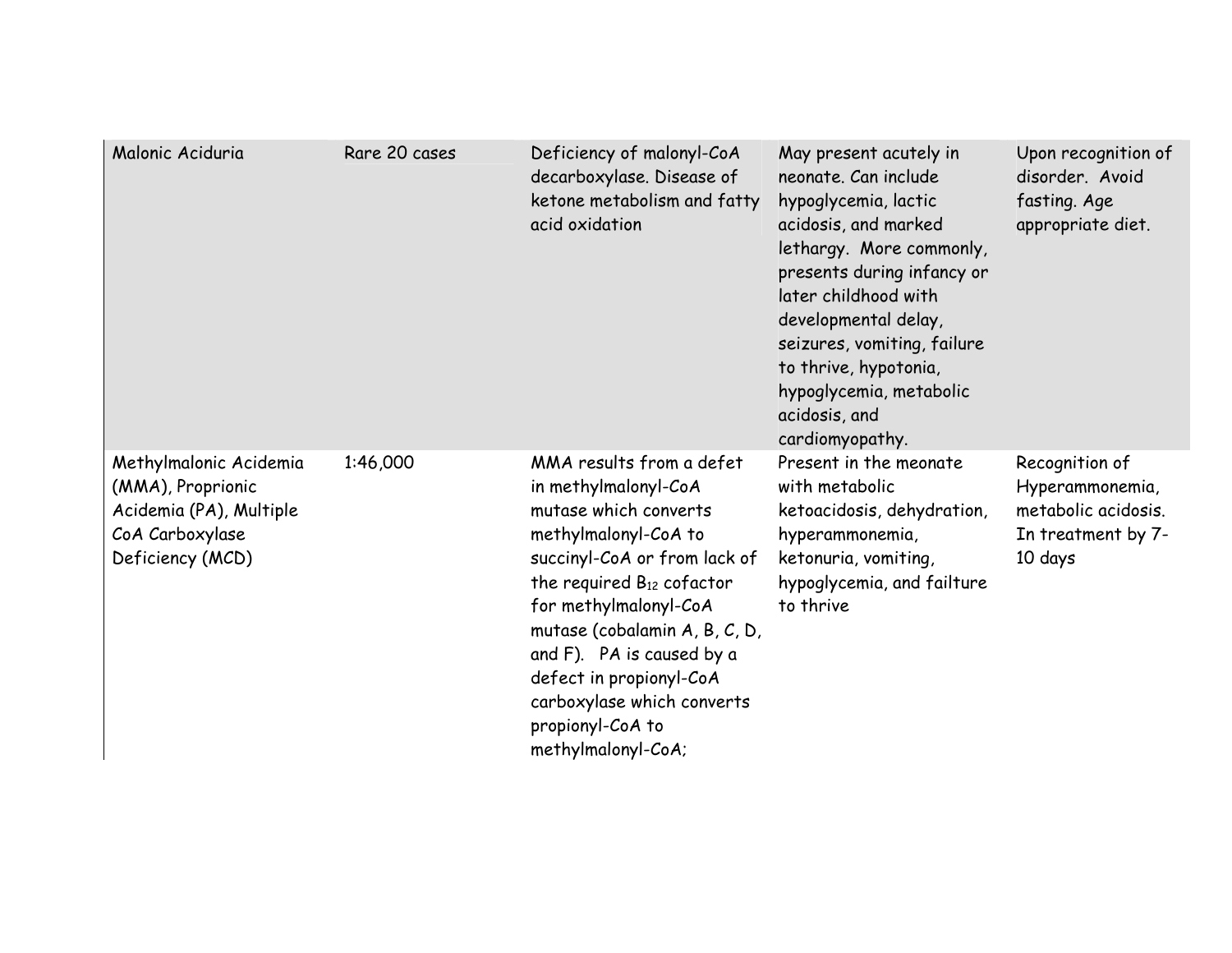| | | | | |
|---|---|---|---|---|
| Malonic Aciduria | Rare 20 cases | Deficiency of malonyl-CoA decarboxylase. Disease of ketone metabolism and fatty acid oxidation | May present acutely in neonate. Can include hypoglycemia, lactic acidosis, and marked lethargy. More commonly, presents during infancy or later childhood with developmental delay, seizures, vomiting, failure to thrive, hypotonia, hypoglycemia, metabolic acidosis, and cardiomyopathy. | Upon recognition of disorder. Avoid fasting. Age appropriate diet. |
| Methylmalonic Acidemia (MMA), Proprionic Acidemia (PA), Multiple CoA Carboxylase Deficiency (MCD) | 1:46,000 | MMA results from a defet in methylmalonyl-CoA mutase which converts methylmalonyl-CoA to succinyl-CoA or from lack of the required $B_{12}$ cofactor for methylmalonyl-CoA mutase (cobalamin A, B, C, D, and F). PA is caused by a defect in propionyl-CoA carboxylase which converts propionyl-CoA to methylmalonyl-CoA; | Present in the meonate with metabolic ketoacidosis, dehydration, hyperammonemia, ketonuria, vomiting, hypoglycemia, and failture to thrive | Recognition of Hyperammonemia, metabolic acidosis. In treatment by 7-10 days |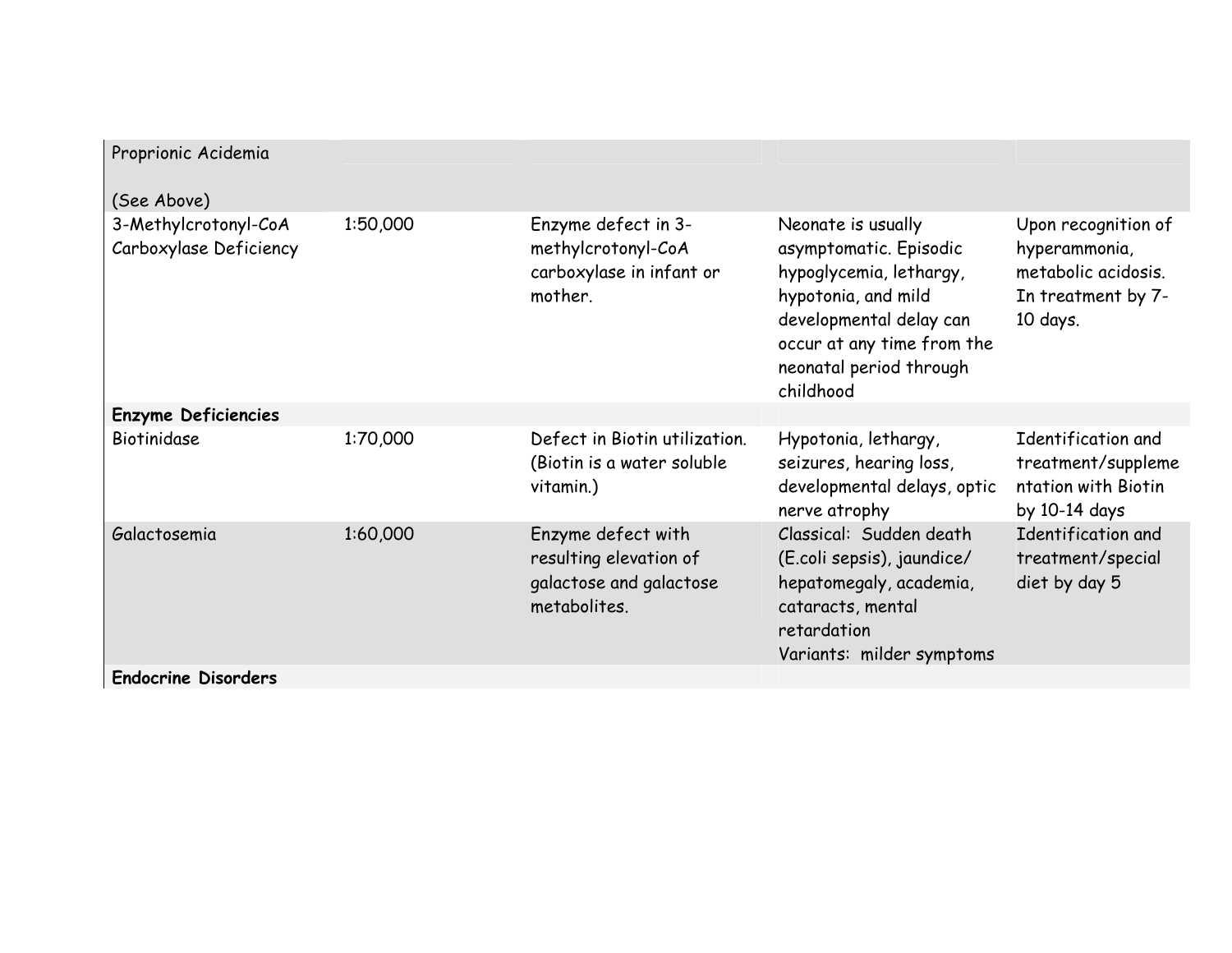| | | | | |
|---|---|---|---|---|
| Proprionic Acidemia<br><br>(See Above) | | | | |
| 3-Methylcrotonyl-CoA Carboxylase Deficiency | 1:50,000 | Enzyme defect in 3-methylcrotonyl-CoA carboxylase in infant or mother. | Neonate is usually asymptomatic. Episodic hypoglycemia, lethargy, hypotonia, and mild developmental delay can occur at any time from the neonatal period through childhood | Upon recognition of hyperammonia, metabolic acidosis. In treatment by 7-10 days. |
| **Enzyme Deficiencies** | | | | |
| Biotinidase | 1:70,000 | Defect in Biotin utilization. (Biotin is a water soluble vitamin.) | Hypotonia, lethargy, seizures, hearing loss, developmental delays, optic nerve atrophy | Identification and treatment/supplementation with Biotin by 10-14 days |
| Galactosemia | 1:60,000 | Enzyme defect with resulting elevation of galactose and galactose metabolites. | Classical: Sudden death (E.coli sepsis), jaundice/ hepatomegaly, academia, cataracts, mental retardation<br>Variants: milder symptoms | Identification and treatment/special diet by day 5 |
| **Endocrine Disorders** | | | | |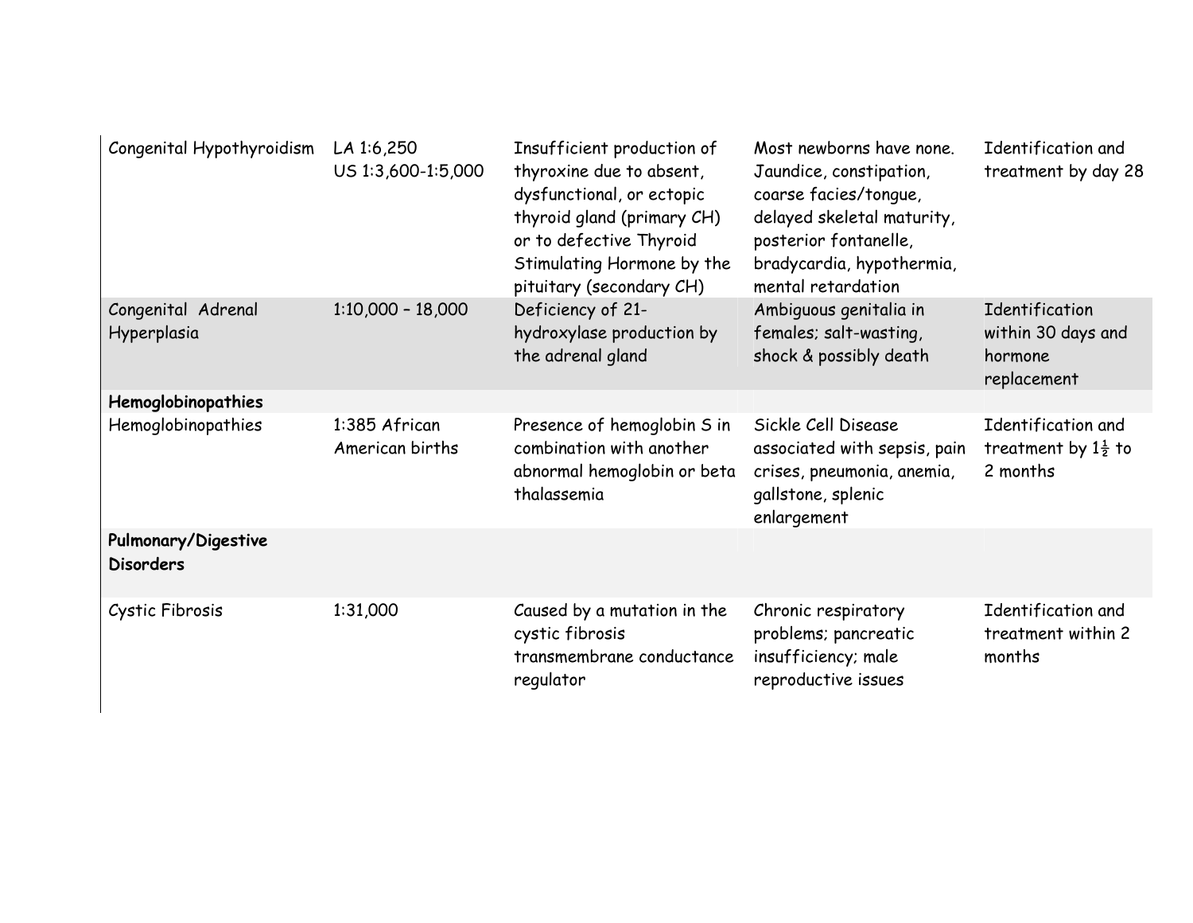| | | | | |
|---|---|---|---|---|
| Congenital Hypothyroidism | LA 1:6,250<br>US 1:3,600-1:5,000 | Insufficient production of thyroxine due to absent, dysfunctional, or ectopic thyroid gland (primary CH) or to defective Thyroid Stimulating Hormone by the pituitary (secondary CH) | Most newborns have none. Jaundice, constipation, coarse facies/tongue, delayed skeletal maturity, posterior fontanelle, bradycardia, hypothermia, mental retardation | Identification and treatment by day 28 |
| Congenital Adrenal Hyperplasia | 1:10,000 – 18,000 | Deficiency of 21-hydroxylase production by the adrenal gland | Ambiguous genitalia in females; salt-wasting, shock & possibly death | Identification within 30 days and hormone replacement |
| **Hemoglobinopathies** | | | | |
| Hemoglobinopathies | 1:385 African American births | Presence of hemoglobin S in combination with another abnormal hemoglobin or beta thalassemia | Sickle Cell Disease associated with sepsis, pain crises, pneumonia, anemia, gallstone, splenic enlargement | Identification and treatment by 1½ to 2 months |
| **Pulmonary/Digestive Disorders** | | | | |
| Cystic Fibrosis | 1:31,000 | Caused by a mutation in the cystic fibrosis transmembrane conductance regulator | Chronic respiratory problems; pancreatic insufficiency; male reproductive issues | Identification and treatment within 2 months |